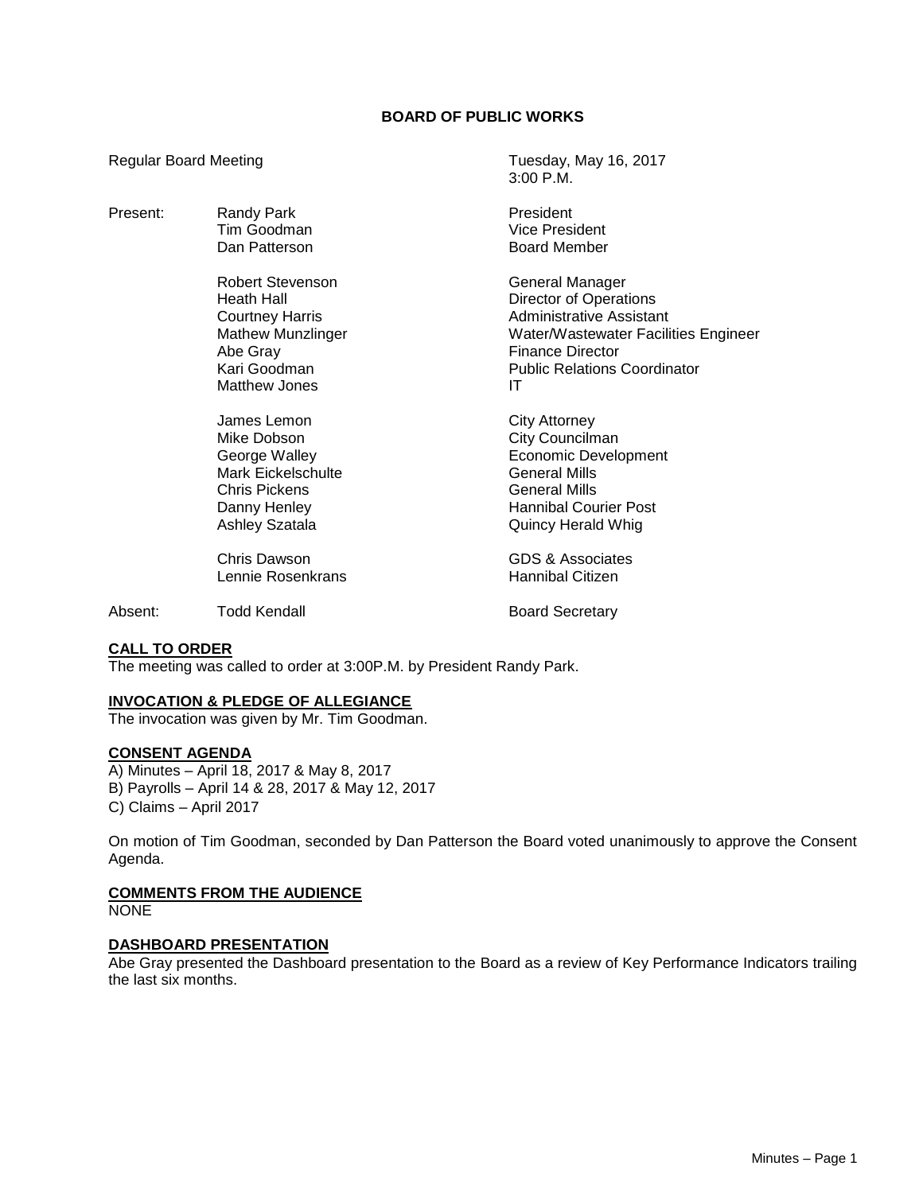# BOARD OF PUBLIC WORKS

Regular Board Meeting — Tuesday, May 16, 2017, 3:00 P.M.

| | | |
|---|---|---|
| Present: | Randy Park | President |
| | Tim Goodman | Vice President |
| | Dan Patterson | Board Member |
| | | |
| | Robert Stevenson | General Manager |
| | Heath Hall | Director of Operations |
| | Courtney Harris | Administrative Assistant |
| | Mathew Munzlinger | Water/Wastewater Facilities Engineer |
| | Abe Gray | Finance Director |
| | Kari Goodman | Public Relations Coordinator |
| | Matthew Jones | IT |
| | | |
| | James Lemon | City Attorney |
| | Mike Dobson | City Councilman |
| | George Walley | Economic Development |
| | Mark Eickelschulte | General Mills |
| | Chris Pickens | General Mills |
| | Danny Henley | Hannibal Courier Post |
| | Ashley Szatala | Quincy Herald Whig |
| | | |
| | Chris Dawson | GDS & Associates |
| | Lennie Rosenkrans | Hannibal Citizen |
| | | |
| Absent: | Todd Kendall | Board Secretary |

**CALL TO ORDER**

The meeting was called to order at 3:00P.M. by President Randy Park.

**INVOCATION & PLEDGE OF ALLEGIANCE**

The invocation was given by Mr. Tim Goodman.

**CONSENT AGENDA**

A) Minutes – April 18, 2017 & May 8, 2017
B) Payrolls – April 14 & 28, 2017 & May 12, 2017
C) Claims – April 2017

On motion of Tim Goodman, seconded by Dan Patterson the Board voted unanimously to approve the Consent Agenda.

**COMMENTS FROM THE AUDIENCE**

NONE

**DASHBOARD PRESENTATION**

Abe Gray presented the Dashboard presentation to the Board as a review of Key Performance Indicators trailing the last six months.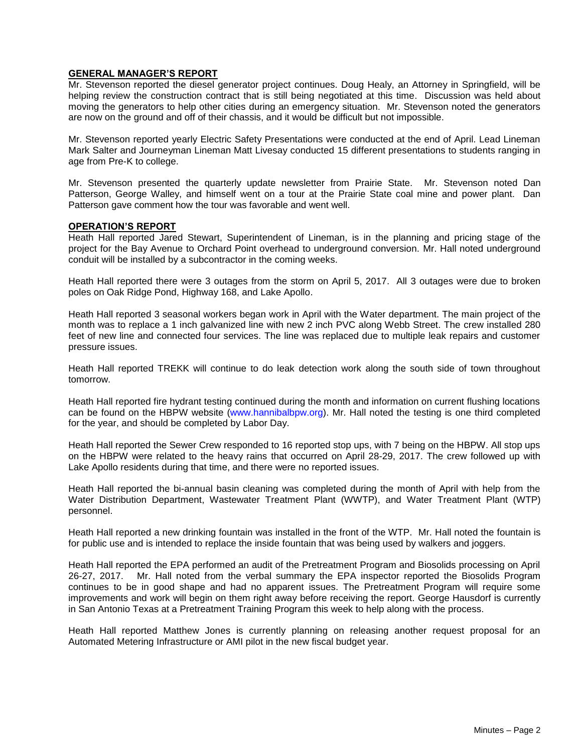## GENERAL MANAGER'S REPORT

Mr. Stevenson reported the diesel generator project continues. Doug Healy, an Attorney in Springfield, will be helping review the construction contract that is still being negotiated at this time. Discussion was held about moving the generators to help other cities during an emergency situation. Mr. Stevenson noted the generators are now on the ground and off of their chassis, and it would be difficult but not impossible.

Mr. Stevenson reported yearly Electric Safety Presentations were conducted at the end of April. Lead Lineman Mark Salter and Journeyman Lineman Matt Livesay conducted 15 different presentations to students ranging in age from Pre-K to college.

Mr. Stevenson presented the quarterly update newsletter from Prairie State. Mr. Stevenson noted Dan Patterson, George Walley, and himself went on a tour at the Prairie State coal mine and power plant. Dan Patterson gave comment how the tour was favorable and went well.

## OPERATION'S REPORT

Heath Hall reported Jared Stewart, Superintendent of Lineman, is in the planning and pricing stage of the project for the Bay Avenue to Orchard Point overhead to underground conversion. Mr. Hall noted underground conduit will be installed by a subcontractor in the coming weeks.

Heath Hall reported there were 3 outages from the storm on April 5, 2017. All 3 outages were due to broken poles on Oak Ridge Pond, Highway 168, and Lake Apollo.

Heath Hall reported 3 seasonal workers began work in April with the Water department. The main project of the month was to replace a 1 inch galvanized line with new 2 inch PVC along Webb Street. The crew installed 280 feet of new line and connected four services. The line was replaced due to multiple leak repairs and customer pressure issues.

Heath Hall reported TREKK will continue to do leak detection work along the south side of town throughout tomorrow.

Heath Hall reported fire hydrant testing continued during the month and information on current flushing locations can be found on the HBPW website (www.hannibalbpw.org). Mr. Hall noted the testing is one third completed for the year, and should be completed by Labor Day.

Heath Hall reported the Sewer Crew responded to 16 reported stop ups, with 7 being on the HBPW. All stop ups on the HBPW were related to the heavy rains that occurred on April 28-29, 2017. The crew followed up with Lake Apollo residents during that time, and there were no reported issues.

Heath Hall reported the bi-annual basin cleaning was completed during the month of April with help from the Water Distribution Department, Wastewater Treatment Plant (WWTP), and Water Treatment Plant (WTP) personnel.

Heath Hall reported a new drinking fountain was installed in the front of the WTP. Mr. Hall noted the fountain is for public use and is intended to replace the inside fountain that was being used by walkers and joggers.

Heath Hall reported the EPA performed an audit of the Pretreatment Program and Biosolids processing on April 26-27, 2017. Mr. Hall noted from the verbal summary the EPA inspector reported the Biosolids Program continues to be in good shape and had no apparent issues. The Pretreatment Program will require some improvements and work will begin on them right away before receiving the report. George Hausdorf is currently in San Antonio Texas at a Pretreatment Training Program this week to help along with the process.

Heath Hall reported Matthew Jones is currently planning on releasing another request proposal for an Automated Metering Infrastructure or AMI pilot in the new fiscal budget year.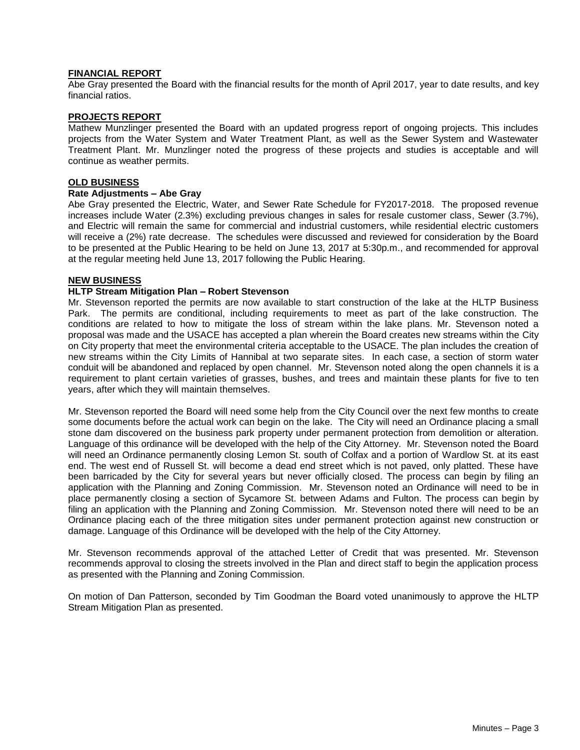## FINANCIAL REPORT

Abe Gray presented the Board with the financial results for the month of April 2017, year to date results, and key financial ratios.

## PROJECTS REPORT

Mathew Munzlinger presented the Board with an updated progress report of ongoing projects. This includes projects from the Water System and Water Treatment Plant, as well as the Sewer System and Wastewater Treatment Plant. Mr. Munzlinger noted the progress of these projects and studies is acceptable and will continue as weather permits.

## OLD BUSINESS

### Rate Adjustments – Abe Gray

Abe Gray presented the Electric, Water, and Sewer Rate Schedule for FY2017-2018. The proposed revenue increases include Water (2.3%) excluding previous changes in sales for resale customer class, Sewer (3.7%), and Electric will remain the same for commercial and industrial customers, while residential electric customers will receive a (2%) rate decrease. The schedules were discussed and reviewed for consideration by the Board to be presented at the Public Hearing to be held on June 13, 2017 at 5:30p.m., and recommended for approval at the regular meeting held June 13, 2017 following the Public Hearing.

## NEW BUSINESS

### HLTP Stream Mitigation Plan – Robert Stevenson

Mr. Stevenson reported the permits are now available to start construction of the lake at the HLTP Business Park. The permits are conditional, including requirements to meet as part of the lake construction. The conditions are related to how to mitigate the loss of stream within the lake plans. Mr. Stevenson noted a proposal was made and the USACE has accepted a plan wherein the Board creates new streams within the City on City property that meet the environmental criteria acceptable to the USACE. The plan includes the creation of new streams within the City Limits of Hannibal at two separate sites. In each case, a section of storm water conduit will be abandoned and replaced by open channel. Mr. Stevenson noted along the open channels it is a requirement to plant certain varieties of grasses, bushes, and trees and maintain these plants for five to ten years, after which they will maintain themselves.

Mr. Stevenson reported the Board will need some help from the City Council over the next few months to create some documents before the actual work can begin on the lake. The City will need an Ordinance placing a small stone dam discovered on the business park property under permanent protection from demolition or alteration. Language of this ordinance will be developed with the help of the City Attorney. Mr. Stevenson noted the Board will need an Ordinance permanently closing Lemon St. south of Colfax and a portion of Wardlow St. at its east end. The west end of Russell St. will become a dead end street which is not paved, only platted. These have been barricaded by the City for several years but never officially closed. The process can begin by filing an application with the Planning and Zoning Commission. Mr. Stevenson noted an Ordinance will need to be in place permanently closing a section of Sycamore St. between Adams and Fulton. The process can begin by filing an application with the Planning and Zoning Commission. Mr. Stevenson noted there will need to be an Ordinance placing each of the three mitigation sites under permanent protection against new construction or damage. Language of this Ordinance will be developed with the help of the City Attorney.

Mr. Stevenson recommends approval of the attached Letter of Credit that was presented. Mr. Stevenson recommends approval to closing the streets involved in the Plan and direct staff to begin the application process as presented with the Planning and Zoning Commission.

On motion of Dan Patterson, seconded by Tim Goodman the Board voted unanimously to approve the HLTP Stream Mitigation Plan as presented.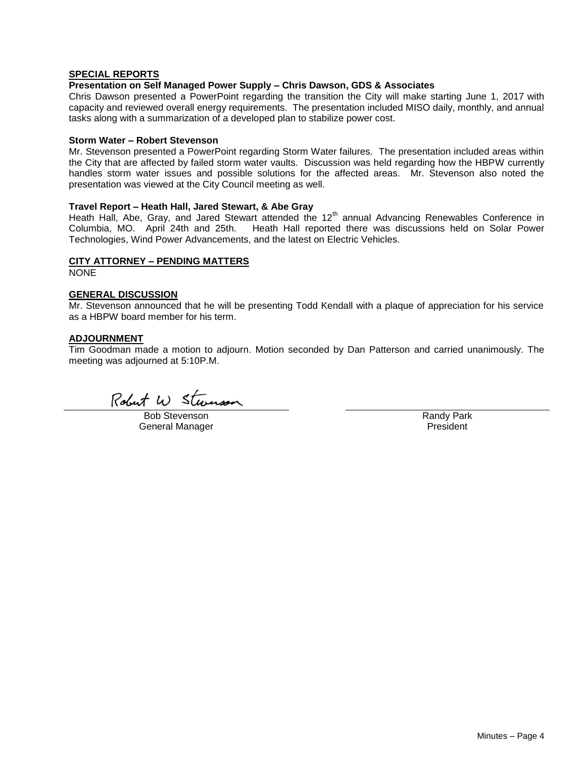## SPECIAL REPORTS

### Presentation on Self Managed Power Supply – Chris Dawson, GDS & Associates

Chris Dawson presented a PowerPoint regarding the transition the City will make starting June 1, 2017 with capacity and reviewed overall energy requirements. The presentation included MISO daily, monthly, and annual tasks along with a summarization of a developed plan to stabilize power cost.

### Storm Water – Robert Stevenson

Mr. Stevenson presented a PowerPoint regarding Storm Water failures. The presentation included areas within the City that are affected by failed storm water vaults. Discussion was held regarding how the HBPW currently handles storm water issues and possible solutions for the affected areas. Mr. Stevenson also noted the presentation was viewed at the City Council meeting as well.

### Travel Report – Heath Hall, Jared Stewart, & Abe Gray

Heath Hall, Abe, Gray, and Jared Stewart attended the 12th annual Advancing Renewables Conference in Columbia, MO. April 24th and 25th. Heath Hall reported there was discussions held on Solar Power Technologies, Wind Power Advancements, and the latest on Electric Vehicles.

## CITY ATTORNEY – PENDING MATTERS

NONE

## GENERAL DISCUSSION

Mr. Stevenson announced that he will be presenting Todd Kendall with a plaque of appreciation for his service as a HBPW board member for his term.

## ADJOURNMENT

Tim Goodman made a motion to adjourn. Motion seconded by Dan Patterson and carried unanimously. The meeting was adjourned at 5:10P.M.

Robert W Stevenson

Bob Stevenson
General Manager

Randy Park
President